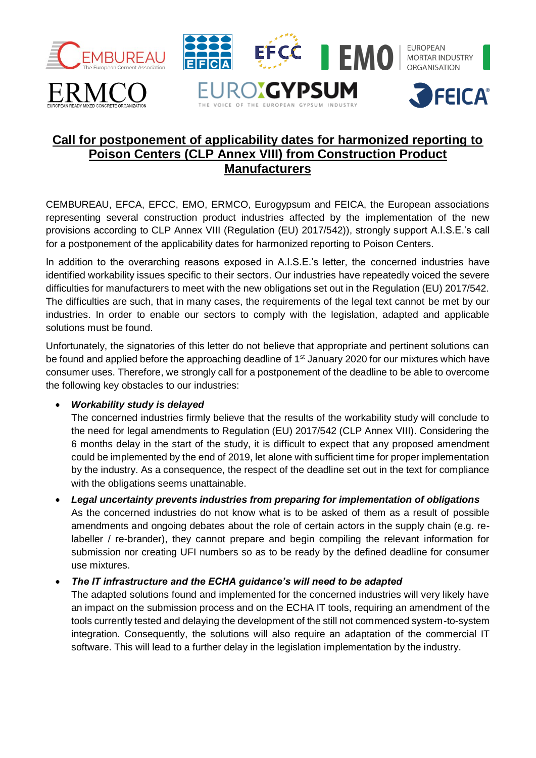# Call for postponement of applicability dates for harmonized reporting to Poison Centers (CLP Annex VIII) from Construction Product Manufacturers

CEMBUREAU, EFCA, EFCC, EMO, ERMCO, Eurogypsum and FEICA, the European associations representing several construction product industries affected by the implementation of the new provisions according to CLP Annex VIII (Regulation (EU) 2017/542)), strongly support A.I.S.E.'s call for a postponement of the applicability dates for harmonized reporting to Poison Centers.

In addition to the overarching reasons exposed in A.I.S.E.'s letter, the concerned industries have identified workability issues specific to their sectors. Our industries have repeatedly voiced the severe difficulties for manufacturers to meet with the new obligations set out in the Regulation (EU) 2017/542. The difficulties are such, that in many cases, the requirements of the legal text cannot be met by our industries. In order to enable our sectors to comply with the legislation, adapted and applicable solutions must be found.

Unfortunately, the signatories of this letter do not believe that appropriate and pertinent solutions can be found and applied before the approaching deadline of 1st January 2020 for our mixtures which have consumer uses. Therefore, we strongly call for a postponement of the deadline to be able to overcome the following key obstacles to our industries:

- ***Workability study is delayed***
  The concerned industries firmly believe that the results of the workability study will conclude to the need for legal amendments to Regulation (EU) 2017/542 (CLP Annex VIII). Considering the 6 months delay in the start of the study, it is difficult to expect that any proposed amendment could be implemented by the end of 2019, let alone with sufficient time for proper implementation by the industry. As a consequence, the respect of the deadline set out in the text for compliance with the obligations seems unattainable.
- ***Legal uncertainty prevents industries from preparing for implementation of obligations***
  As the concerned industries do not know what is to be asked of them as a result of possible amendments and ongoing debates about the role of certain actors in the supply chain (e.g. re-labeller / re-brander), they cannot prepare and begin compiling the relevant information for submission nor creating UFI numbers so as to be ready by the defined deadline for consumer use mixtures.
- ***The IT infrastructure and the ECHA guidance's will need to be adapted***
  The adapted solutions found and implemented for the concerned industries will very likely have an impact on the submission process and on the ECHA IT tools, requiring an amendment of the tools currently tested and delaying the development of the still not commenced system-to-system integration. Consequently, the solutions will also require an adaptation of the commercial IT software. This will lead to a further delay in the legislation implementation by the industry.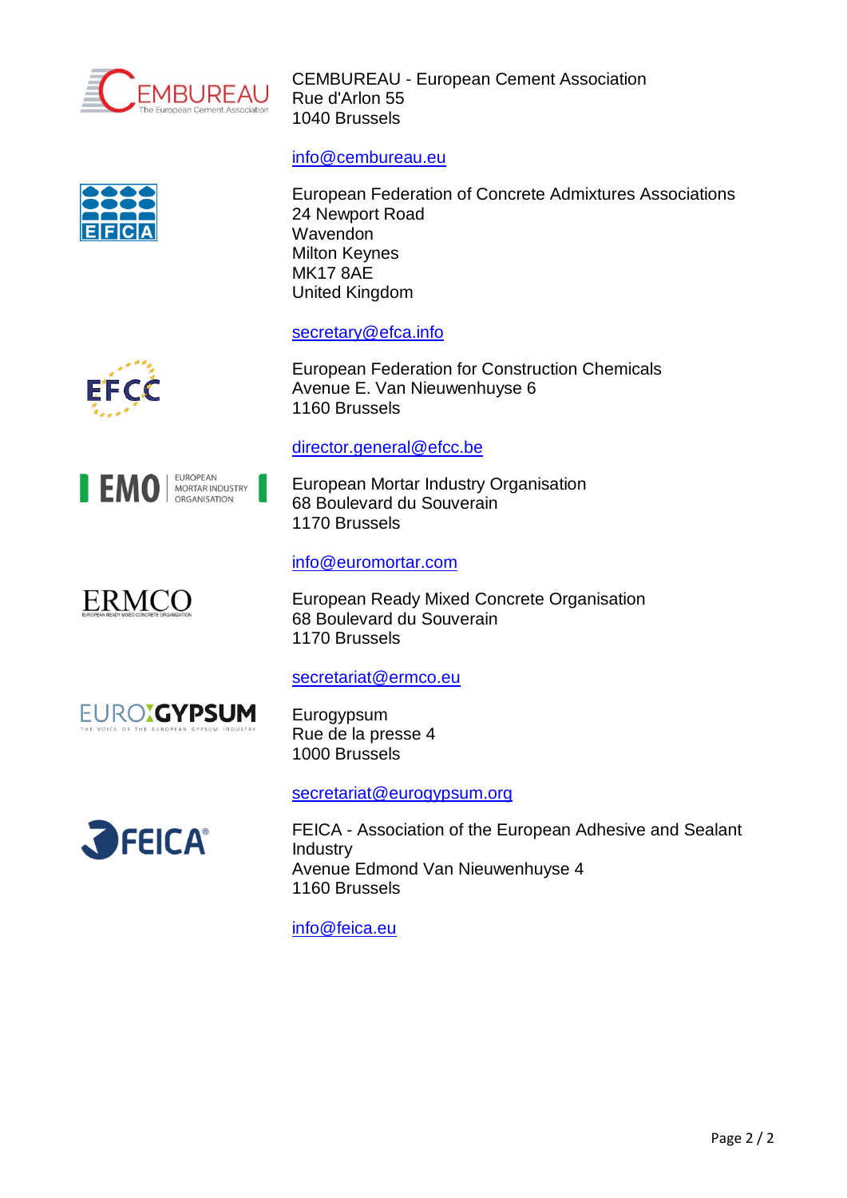CEMBUREAU - European Cement Association
Rue d'Arlon 55
1040 Brussels

info@cembureau.eu

European Federation of Concrete Admixtures Associations
24 Newport Road
Wavendon
Milton Keynes
MK17 8AE
United Kingdom

secretary@efca.info

European Federation for Construction Chemicals
Avenue E. Van Nieuwenhuyse 6
1160 Brussels

director.general@efcc.be

European Mortar Industry Organisation
68 Boulevard du Souverain
1170 Brussels

info@euromortar.com

European Ready Mixed Concrete Organisation
68 Boulevard du Souverain
1170 Brussels

secretariat@ermco.eu

Eurogypsum
Rue de la presse 4
1000 Brussels

secretariat@eurogypsum.org

FEICA - Association of the European Adhesive and Sealant Industry
Avenue Edmond Van Nieuwenhuyse 4
1160 Brussels

info@feica.eu